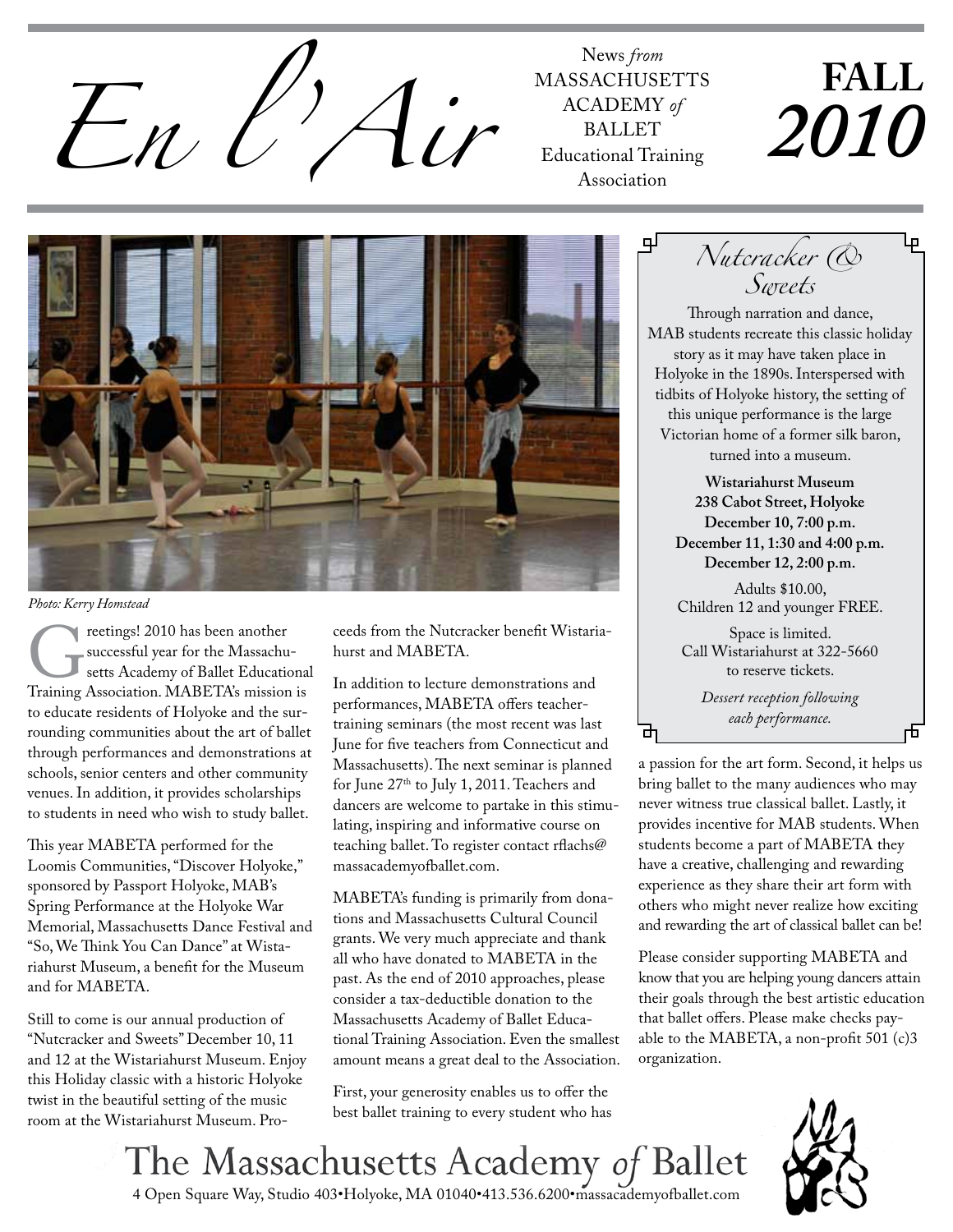# En l'Air

News *from* MASSACHUSETTS ACADEMY *of* BALLET Educational Training Association

**FALL 2010**

*Photo: Kerry Homstead*

Greetings! 2010 has been another successful year for the Massachusetts Academy of Ballet Educational Training Association. MABETA's mission is to educate residents of Holyoke and the surrounding communities about the art of ballet through performances and demonstrations at schools, senior centers and other community venues. In addition, it provides scholarships to students in need who wish to study ballet.

This year MABETA performed for the Loomis Communities, "Discover Holyoke," sponsored by Passport Holyoke, MAB's Spring Performance at the Holyoke War Memorial, Massachusetts Dance Festival and "So, We Think You Can Dance" at Wistariahurst Museum, a benefit for the Museum and for MABETA.

Still to come is our annual production of "Nutcracker and Sweets" December 10, 11 and 12 at the Wistariahurst Museum. Enjoy this Holiday classic with a historic Holyoke twist in the beautiful setting of the music room at the Wistariahurst Museum. Proceeds from the Nutcracker benefit Wistariahurst and MABETA.

In addition to lecture demonstrations and performances, MABETA offers teacher-training seminars (the most recent was last June for five teachers from Connecticut and Massachusetts). The next seminar is planned for June 27th to July 1, 2011. Teachers and dancers are welcome to partake in this stimulating, inspiring and informative course on teaching ballet. To register contact rflachs@massacademyofballet.com.

MABETA's funding is primarily from donations and Massachusetts Cultural Council grants. We very much appreciate and thank all who have donated to MABETA in the past. As the end of 2010 approaches, please consider a tax-deductible donation to the Massachusetts Academy of Ballet Educational Training Association. Even the smallest amount means a great deal to the Association.

First, your generosity enables us to offer the best ballet training to every student who has a passion for the art form. Second, it helps us bring ballet to the many audiences who may never witness true classical ballet. Lastly, it provides incentive for MAB students. When students become a part of MABETA they have a creative, challenging and rewarding experience as they share their art form with others who might never realize how exciting and rewarding the art of classical ballet can be!

Please consider supporting MABETA and know that you are helping young dancers attain their goals through the best artistic education that ballet offers. Please make checks payable to the MABETA, a non-profit 501 (c)3 organization.

## Nutcracker & Sweets

Through narration and dance, MAB students recreate this classic holiday story as it may have taken place in Holyoke in the 1890s. Interspersed with tidbits of Holyoke history, the setting of this unique performance is the large Victorian home of a former silk baron, turned into a museum.

**Wistariahurst Museum**
**238 Cabot Street, Holyoke**
**December 10, 7:00 p.m.**
**December 11, 1:30 and 4:00 p.m.**
**December 12, 2:00 p.m.**

Adults $10.00,
Children 12 and younger FREE.

Space is limited.
Call Wistariahurst at 322-5660 to reserve tickets.

*Dessert reception following each performance.*

The Massachusetts Academy *of* Ballet
4 Open Square Way, Studio 403•Holyoke, MA 01040•413.536.6200•massacademyofballet.com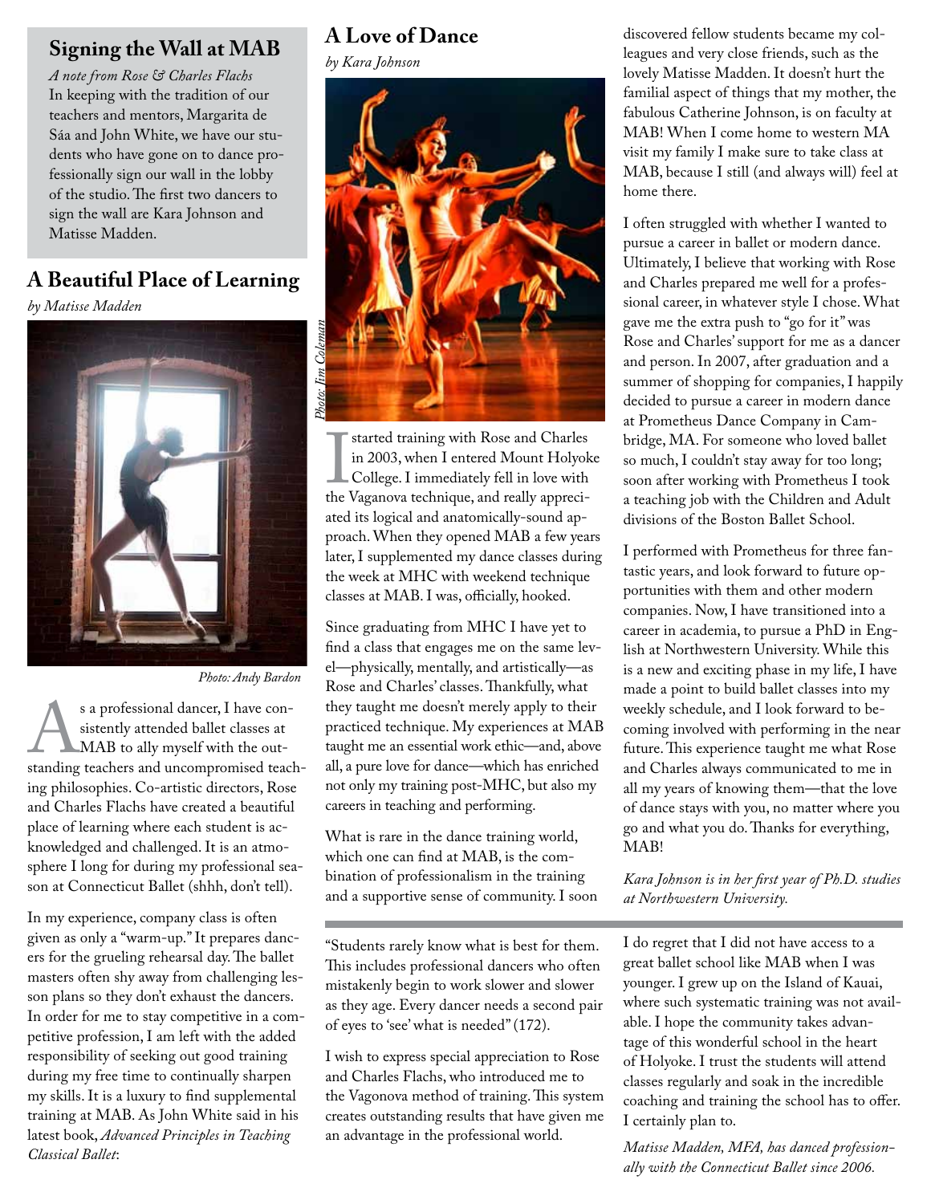## Signing the Wall at MAB

*A note from Rose & Charles Flachs*

In keeping with the tradition of our teachers and mentors, Margarita de Sáa and John White, we have our students who have gone on to dance professionally sign our wall in the lobby of the studio. The first two dancers to sign the wall are Kara Johnson and Matisse Madden.

## A Beautiful Place of Learning

*by Matisse Madden*

*Photo: Andy Bardon*

As a professional dancer, I have consistently attended ballet classes at MAB to ally myself with the outstanding teachers and uncompromised teaching philosophies. Co-artistic directors, Rose and Charles Flachs have created a beautiful place of learning where each student is acknowledged and challenged. It is an atmosphere I long for during my professional season at Connecticut Ballet (shhh, don't tell).

In my experience, company class is often given as only a "warm-up." It prepares dancers for the grueling rehearsal day. The ballet masters often shy away from challenging lesson plans so they don't exhaust the dancers. In order for me to stay competitive in a competitive profession, I am left with the added responsibility of seeking out good training during my free time to continually sharpen my skills. It is a luxury to find supplemental training at MAB. As John White said in his latest book, *Advanced Principles in Teaching Classical Ballet*:

"Students rarely know what is best for them. This includes professional dancers who often mistakenly begin to work slower and slower as they age. Every dancer needs a second pair of eyes to 'see' what is needed" (172).

I wish to express special appreciation to Rose and Charles Flachs, who introduced me to the Vagonova method of training. This system creates outstanding results that have given me an advantage in the professional world.

I do regret that I did not have access to a great ballet school like MAB when I was younger. I grew up on the Island of Kauai, where such systematic training was not available. I hope the community takes advantage of this wonderful school in the heart of Holyoke. I trust the students will attend classes regularly and soak in the incredible coaching and training the school has to offer. I certainly plan to.

*Matisse Madden, MFA, has danced professionally with the Connecticut Ballet since 2006.*

## A Love of Dance

*by Kara Johnson*

*Photo: Jim Coleman*

I started training with Rose and Charles in 2003, when I entered Mount Holyoke College. I immediately fell in love with the Vaganova technique, and really appreciated its logical and anatomically-sound approach. When they opened MAB a few years later, I supplemented my dance classes during the week at MHC with weekend technique classes at MAB. I was, officially, hooked.

Since graduating from MHC I have yet to find a class that engages me on the same level—physically, mentally, and artistically—as Rose and Charles' classes. Thankfully, what they taught me doesn't merely apply to their practiced technique. My experiences at MAB taught me an essential work ethic—and, above all, a pure love for dance—which has enriched not only my training post-MHC, but also my careers in teaching and performing.

What is rare in the dance training world, which one can find at MAB, is the combination of professionalism in the training and a supportive sense of community. I soon discovered fellow students became my colleagues and very close friends, such as the lovely Matisse Madden. It doesn't hurt the familial aspect of things that my mother, the fabulous Catherine Johnson, is on faculty at MAB! When I come home to western MA visit my family I make sure to take class at MAB, because I still (and always will) feel at home there.

I often struggled with whether I wanted to pursue a career in ballet or modern dance. Ultimately, I believe that working with Rose and Charles prepared me well for a professional career, in whatever style I chose. What gave me the extra push to "go for it" was Rose and Charles' support for me as a dancer and person. In 2007, after graduation and a summer of shopping for companies, I happily decided to pursue a career in modern dance at Prometheus Dance Company in Cambridge, MA. For someone who loved ballet so much, I couldn't stay away for too long; soon after working with Prometheus I took a teaching job with the Children and Adult divisions of the Boston Ballet School.

I performed with Prometheus for three fantastic years, and look forward to future opportunities with them and other modern companies. Now, I have transitioned into a career in academia, to pursue a PhD in English at Northwestern University. While this is a new and exciting phase in my life, I have made a point to build ballet classes into my weekly schedule, and I look forward to becoming involved with performing in the near future. This experience taught me what Rose and Charles always communicated to me in all my years of knowing them—that the love of dance stays with you, no matter where you go and what you do. Thanks for everything, MAB!

*Kara Johnson is in her first year of Ph.D. studies at Northwestern University.*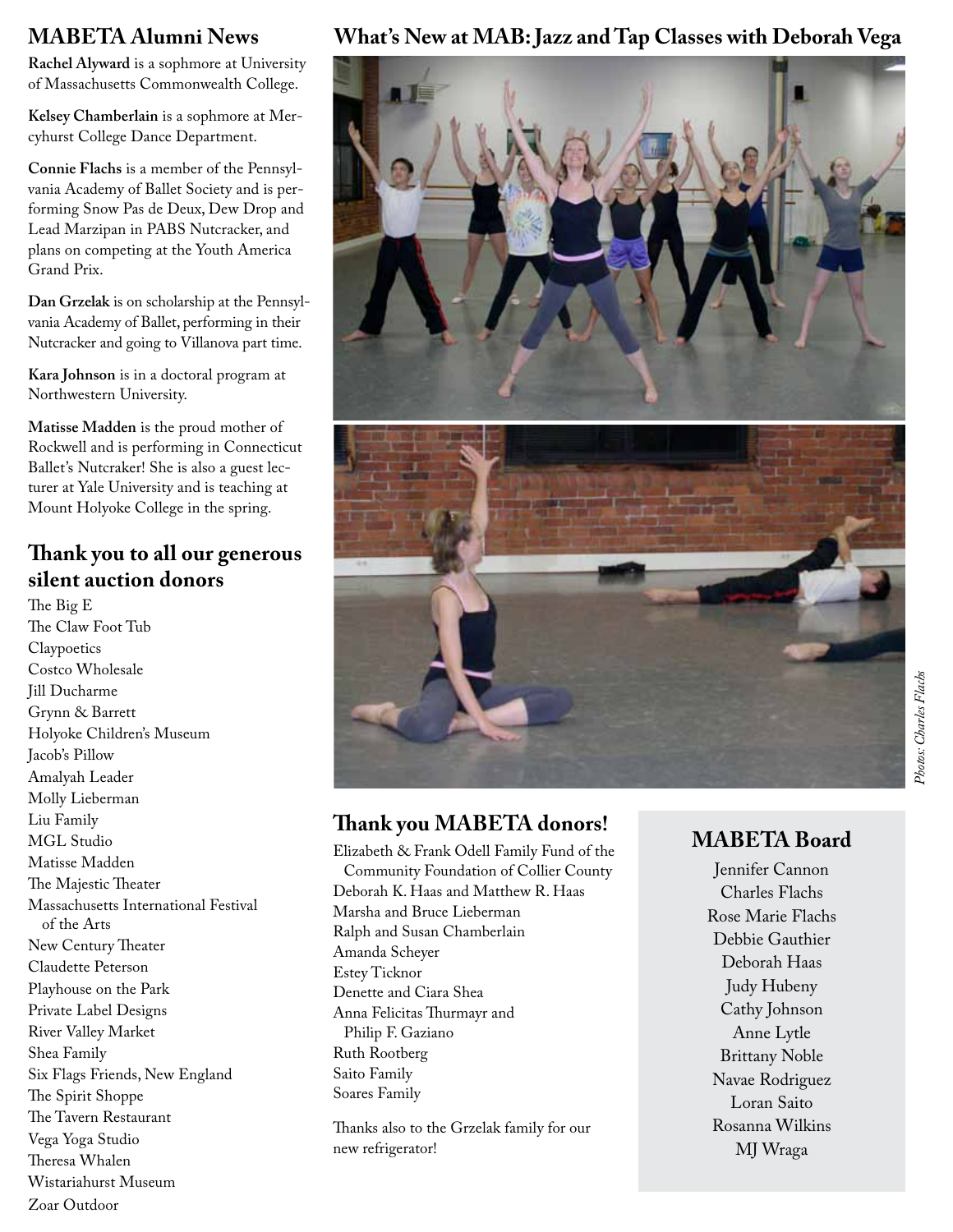## MABETA Alumni News

**Rachel Alyward** is a sophmore at University of Massachusetts Commonwealth College.

**Kelsey Chamberlain** is a sophmore at Mercyhurst College Dance Department.

**Connie Flachs** is a member of the Pennsylvania Academy of Ballet Society and is performing Snow Pas de Deux, Dew Drop and Lead Marzipan in PABS Nutcracker, and plans on competing at the Youth America Grand Prix.

**Dan Grzelak** is on scholarship at the Pennsylvania Academy of Ballet, performing in their Nutcracker and going to Villanova part time.

**Kara Johnson** is in a doctoral program at Northwestern University.

**Matisse Madden** is the proud mother of Rockwell and is performing in Connecticut Ballet's Nutcraker! She is also a guest lecturer at Yale University and is teaching at Mount Holyoke College in the spring.

## Thank you to all our generous silent auction donors

The Big E
The Claw Foot Tub
Claypoetics
Costco Wholesale
Jill Ducharme
Grynn & Barrett
Holyoke Children's Museum
Jacob's Pillow
Amalyah Leader
Molly Lieberman
Liu Family
MGL Studio
Matisse Madden
The Majestic Theater
Massachusetts International Festival of the Arts
New Century Theater
Claudette Peterson
Playhouse on the Park
Private Label Designs
River Valley Market
Shea Family
Six Flags Friends, New England
The Spirit Shoppe
The Tavern Restaurant
Vega Yoga Studio
Theresa Whalen
Wistariahurst Museum
Zoar Outdoor

## What's New at MAB: Jazz and Tap Classes with Deborah Vega

*Photos: Charles Flachs*

## Thank you MABETA donors!

Elizabeth & Frank Odell Family Fund of the Community Foundation of Collier County
Deborah K. Haas and Matthew R. Haas
Marsha and Bruce Lieberman
Ralph and Susan Chamberlain
Amanda Scheyer
Estey Ticknor
Denette and Ciara Shea
Anna Felicitas Thurmayr and Philip F. Gaziano
Ruth Rootberg
Saito Family
Soares Family

Thanks also to the Grzelak family for our new refrigerator!

## MABETA Board

Jennifer Cannon
Charles Flachs
Rose Marie Flachs
Debbie Gauthier
Deborah Haas
Judy Hubeny
Cathy Johnson
Anne Lytle
Brittany Noble
Navae Rodriguez
Loran Saito
Rosanna Wilkins
MJ Wraga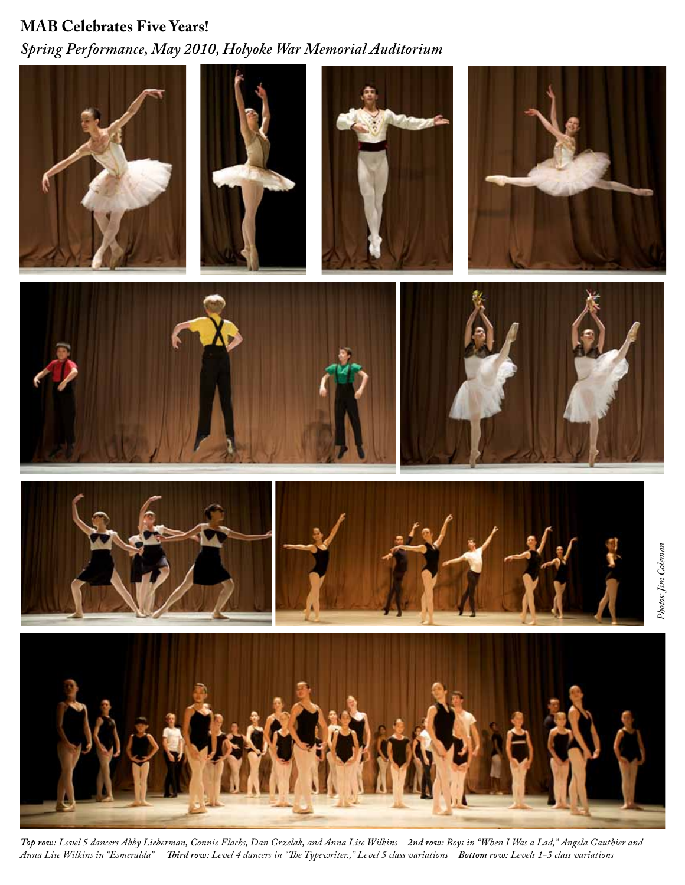## MAB Celebrates Five Years!

*Spring Performance, May 2010, Holyoke War Memorial Auditorium*

*Photos: Jim Coleman*

***Top row:*** *Level 5 dancers Abby Lieberman, Connie Flachs, Dan Grzelak, and Anna Lise Wilkins* ***2nd row:*** *Boys in "When I Was a Lad," Angela Gauthier and Anna Lise Wilkins in "Esmeralda"* ***Third row:*** *Level 4 dancers in "The Typewriter.," Level 5 class variations* ***Bottom row:*** *Levels 1-5 class variations*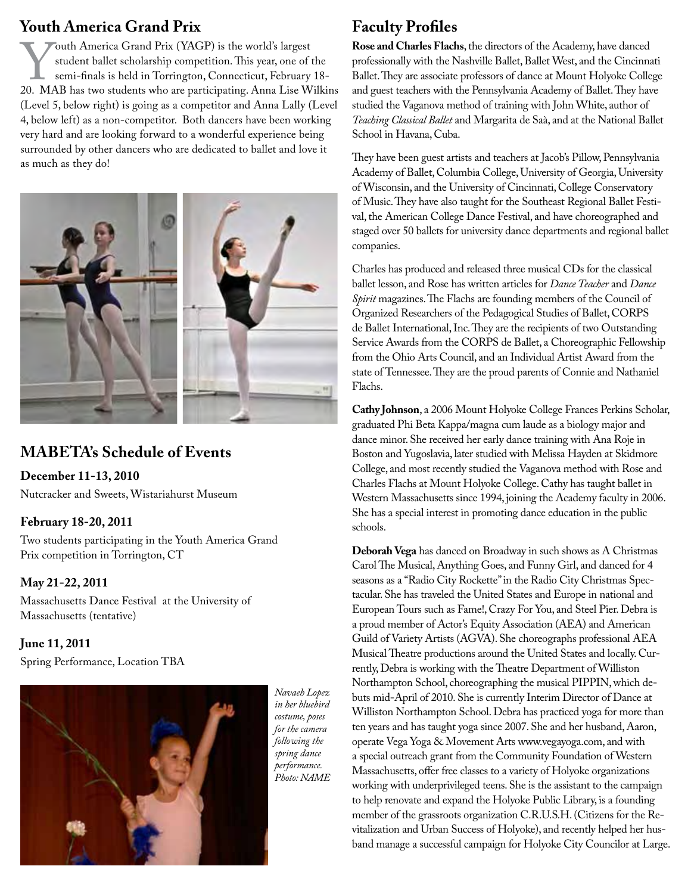## Youth America Grand Prix

Youth America Grand Prix (YAGP) is the world's largest student ballet scholarship competition. This year, one of the semi-finals is held in Torrington, Connecticut, February 18-20. MAB has two students who are participating. Anna Lise Wilkins (Level 5, below right) is going as a competitor and Anna Lally (Level 4, below left) as a non-competitor. Both dancers have been working very hard and are looking forward to a wonderful experience being surrounded by other dancers who are dedicated to ballet and love it as much as they do!

## MABETA's Schedule of Events

**December 11-13, 2010**

Nutcracker and Sweets, Wistariahurst Museum

**February 18-20, 2011**

Two students participating in the Youth America Grand Prix competition in Torrington, CT

**May 21-22, 2011**

Massachusetts Dance Festival at the University of Massachusetts (tentative)

**June 11, 2011**

Spring Performance, Location TBA

*Navaeh Lopez in her bluebird costume, poses for the camera following the spring dance performance. Photo: NAME*

## Faculty Profiles

**Rose and Charles Flachs**, the directors of the Academy, have danced professionally with the Nashville Ballet, Ballet West, and the Cincinnati Ballet. They are associate professors of dance at Mount Holyoke College and guest teachers with the Pennsylvania Academy of Ballet. They have studied the Vaganova method of training with John White, author of *Teaching Classical Ballet* and Margarita de Saà, and at the National Ballet School in Havana, Cuba.

They have been guest artists and teachers at Jacob's Pillow, Pennsylvania Academy of Ballet, Columbia College, University of Georgia, University of Wisconsin, and the University of Cincinnati, College Conservatory of Music. They have also taught for the Southeast Regional Ballet Festival, the American College Dance Festival, and have choreographed and staged over 50 ballets for university dance departments and regional ballet companies.

Charles has produced and released three musical CDs for the classical ballet lesson, and Rose has written articles for *Dance Teacher* and *Dance Spirit* magazines. The Flachs are founding members of the Council of Organized Researchers of the Pedagogical Studies of Ballet, CORPS de Ballet International, Inc. They are the recipients of two Outstanding Service Awards from the CORPS de Ballet, a Choreographic Fellowship from the Ohio Arts Council, and an Individual Artist Award from the state of Tennessee. They are the proud parents of Connie and Nathaniel Flachs.

**Cathy Johnson**, a 2006 Mount Holyoke College Frances Perkins Scholar, graduated Phi Beta Kappa/magna cum laude as a biology major and dance minor. She received her early dance training with Ana Roje in Boston and Yugoslavia, later studied with Melissa Hayden at Skidmore College, and most recently studied the Vaganova method with Rose and Charles Flachs at Mount Holyoke College. Cathy has taught ballet in Western Massachusetts since 1994, joining the Academy faculty in 2006. She has a special interest in promoting dance education in the public schools.

**Deborah Vega** has danced on Broadway in such shows as A Christmas Carol The Musical, Anything Goes, and Funny Girl, and danced for 4 seasons as a "Radio City Rockette" in the Radio City Christmas Spectacular. She has traveled the United States and Europe in national and European Tours such as Fame!, Crazy For You, and Steel Pier. Debra is a proud member of Actor's Equity Association (AEA) and American Guild of Variety Artists (AGVA). She choreographs professional AEA Musical Theatre productions around the United States and locally. Currently, Debra is working with the Theatre Department of Williston Northampton School, choreographing the musical PIPPIN, which debuts mid-April of 2010. She is currently Interim Director of Dance at Williston Northampton School. Debra has practiced yoga for more than ten years and has taught yoga since 2007. She and her husband, Aaron, operate Vega Yoga & Movement Arts www.vegayoga.com, and with a special outreach grant from the Community Foundation of Western Massachusetts, offer free classes to a variety of Holyoke organizations working with underprivileged teens. She is the assistant to the campaign to help renovate and expand the Holyoke Public Library, is a founding member of the grassroots organization C.R.U.S.H. (Citizens for the Revitalization and Urban Success of Holyoke), and recently helped her husband manage a successful campaign for Holyoke City Councilor at Large.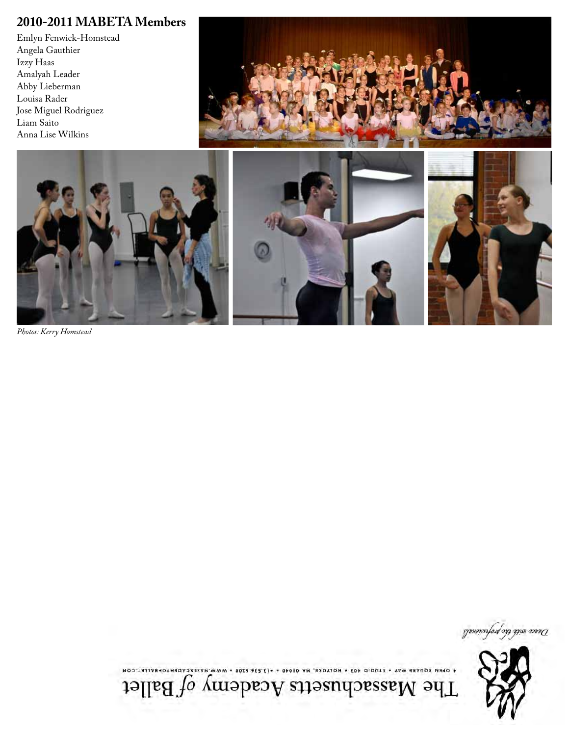## 2010-2011 MABETA Members

Emlyn Fenwick-Homstead
Angela Gauthier
Izzy Haas
Amalyah Leader
Abby Lieberman
Louisa Rader
Jose Miguel Rodriguez
Liam Saito
Anna Lise Wilkins

*Photos: Kerry Homstead*

The Massachusetts Academy *of* Ballet

4 OPEN SQUARE WAY • STUDIO 403 • HOLYOKE, MA 01040 • 413.536.6200 • WWW.MASSACADEMYOFBALLET.COM

*Dance with the professionals*